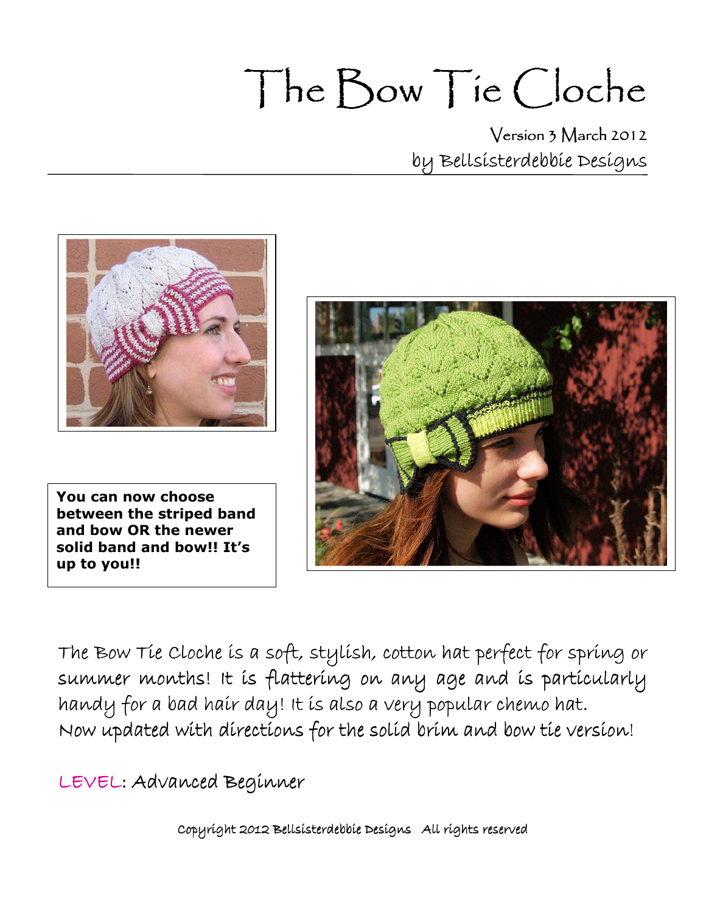# The Bow Tie Cloche

Version 3 March 2012

by Bellsisterdebbie Designs

**You can now choose between the striped band and bow OR the newer solid band and bow!! It's up to you!!**

The Bow Tie Cloche is a soft, stylish, cotton hat perfect for spring or summer months! It is flattering on any age and is particularly handy for a bad hair day! It is also a very popular chemo hat.
Now updated with directions for the solid brim and bow tie version!

LEVEL: Advanced Beginner

Copyright 2012 Bellsisterdebbie Designs All rights reserved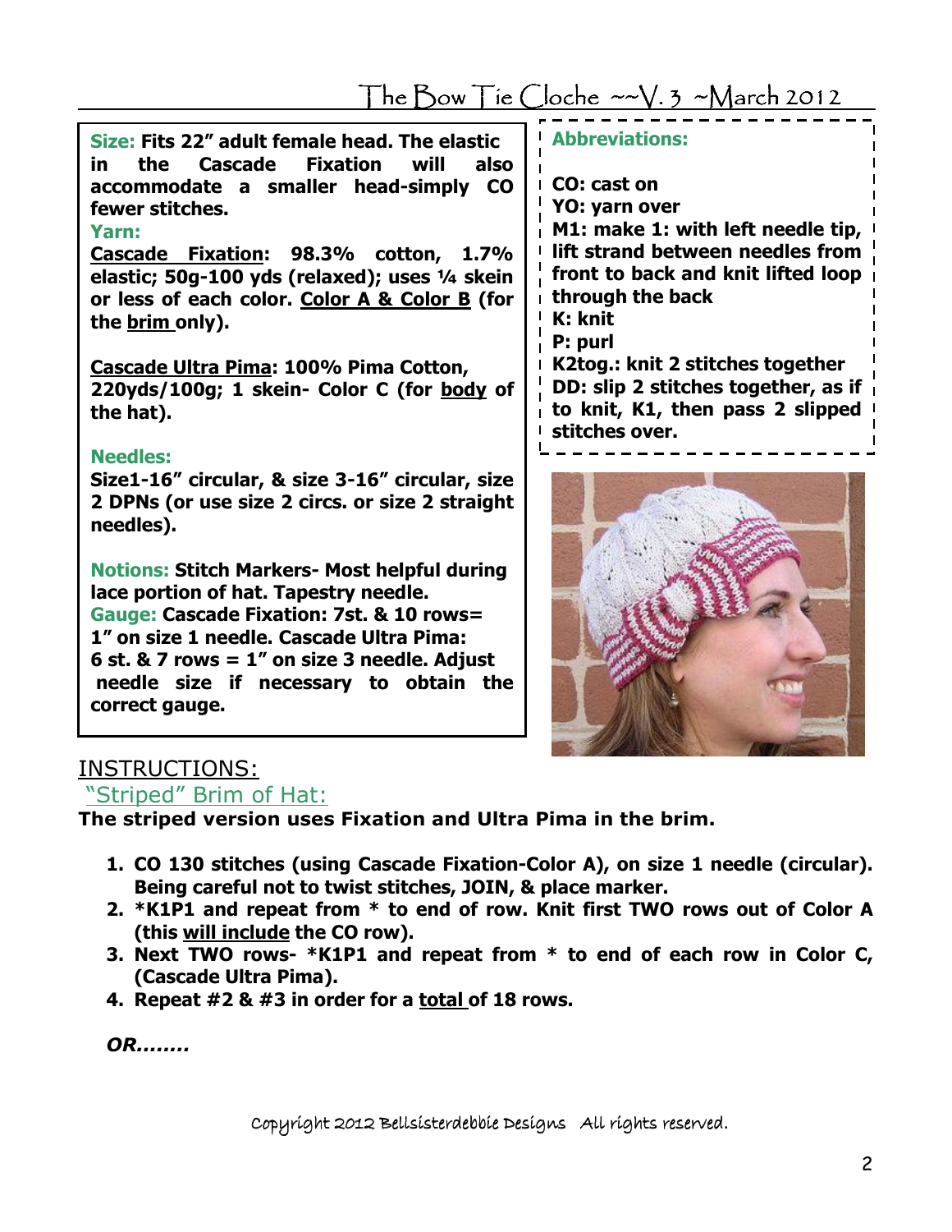**Size:** Fits 22" adult female head. The elastic in the Cascade Fixation will also accommodate a smaller head-simply CO fewer stitches.

**Yarn:**

<u>Cascade Fixation</u>: 98.3% cotton, 1.7% elastic; 50g-100 yds (relaxed); uses ¼ skein or less of each color. <u>Color A & Color B</u> (for the <u>brim</u> only).

<u>Cascade Ultra Pima</u>: 100% Pima Cotton, 220yds/100g; 1 skein- Color C (for <u>body</u> of the hat).

**Needles:**

Size1-16" circular, & size 3-16" circular, size 2 DPNs (or use size 2 circs. or size 2 straight needles).

**Notions:** Stitch Markers- Most helpful during lace portion of hat. Tapestry needle.

**Gauge:** Cascade Fixation: 7st. & 10 rows= 1" on size 1 needle. Cascade Ultra Pima: 6 st. & 7 rows = 1" on size 3 needle. Adjust needle size if necessary to obtain the correct gauge.

**Abbreviations:**

- CO: cast on
- YO: yarn over
- M1: make 1: with left needle tip, lift strand between needles from front to back and knit lifted loop through the back
- K: knit
- P: purl
- K2tog.: knit 2 stitches together
- DD: slip 2 stitches together, as if to knit, K1, then pass 2 slipped stitches over.

## INSTRUCTIONS:

### "Striped" Brim of Hat:

**The striped version uses Fixation and Ultra Pima in the brim.**

1. CO 130 stitches (using Cascade Fixation-Color A), on size 1 needle (circular). Being careful not to twist stitches, JOIN, & place marker.
2. *K1P1 and repeat from * to end of row. Knit first TWO rows out of Color A (this <u>will include</u> the CO row).
3. Next TWO rows- *K1P1 and repeat from * to end of each row in Color C, (Cascade Ultra Pima).
4. Repeat #2 & #3 in order for a <u>total</u> of 18 rows.

*OR........*

Copyright 2012 Bellsisterdebbie Designs All rights reserved.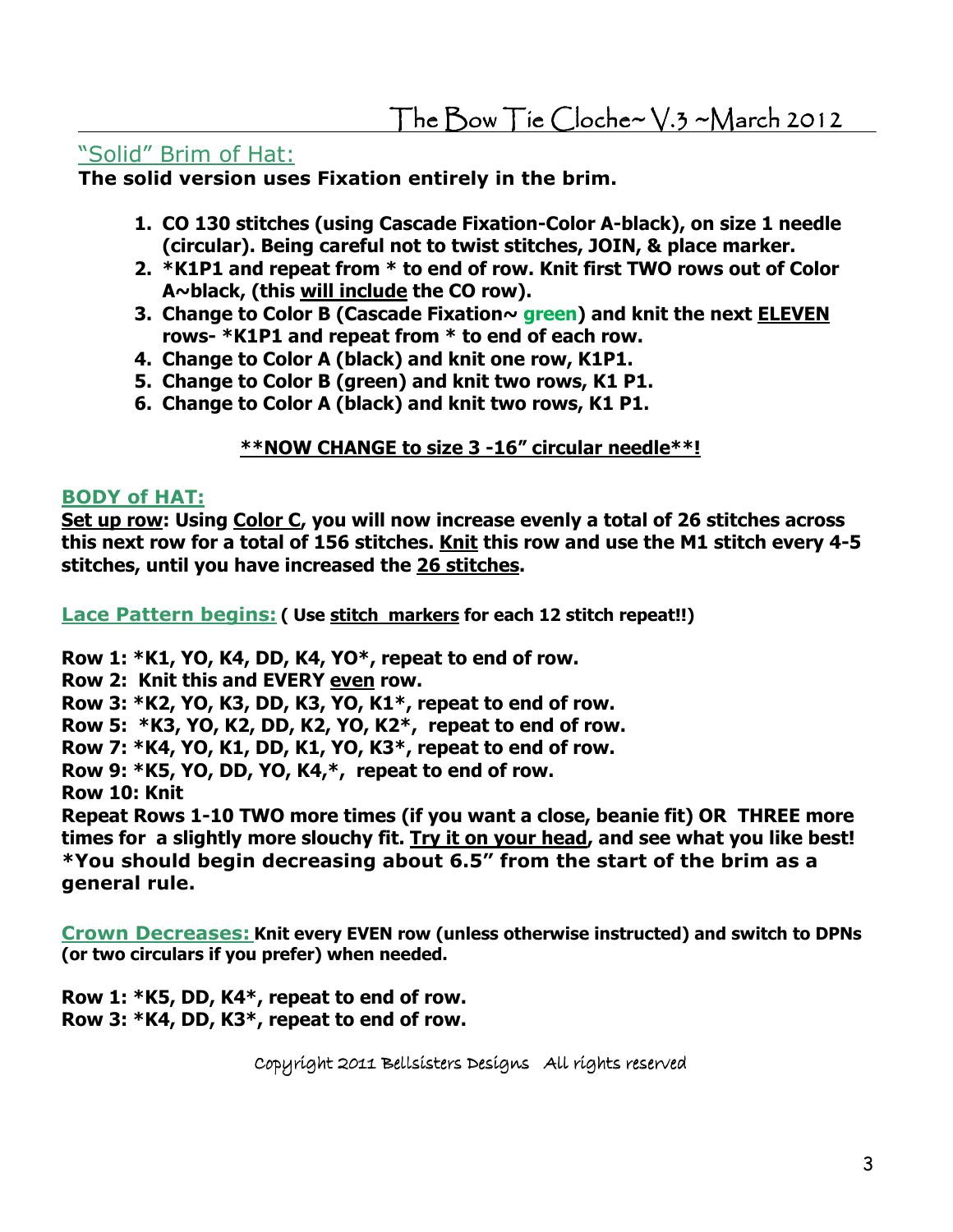## "Solid" Brim of Hat:

**The solid version uses Fixation entirely in the brim.**

1. **CO 130 stitches (using Cascade Fixation-Color A-black), on size 1 needle (circular). Being careful not to twist stitches, JOIN, & place marker.**
2. **\*K1P1 and repeat from * to end of row. Knit first TWO rows out of Color A~black, (this <u>will include</u> the CO row).**
3. **Change to Color B (Cascade Fixation~ green) and knit the next <u>ELEVEN</u> rows- *K1P1 and repeat from * to end of each row.**
4. **Change to Color A (black) and knit one row, K1P1.**
5. **Change to Color B (green) and knit two rows, K1 P1.**
6. **Change to Color A (black) and knit two rows, K1 P1.**

**<u>**NOW CHANGE to size 3 -16" circular needle**!</u>**

### BODY of HAT:

**<u>Set up row</u>: Using <u>Color C</u>, you will now increase evenly a total of 26 stitches across this next row for a total of 156 stitches. <u>Knit</u> this row and use the M1 stitch every 4-5 stitches, until you have increased the <u>26 stitches</u>.**

### Lace Pattern begins: **( Use <u>stitch markers</u> for each 12 stitch repeat!!)**

**Row 1: *K1, YO, K4, DD, K4, YO*, repeat to end of row.**
**Row 2: Knit this and EVERY <u>even</u> row.**
**Row 3: *K2, YO, K3, DD, K3, YO, K1*, repeat to end of row.**
**Row 5: *K3, YO, K2, DD, K2, YO, K2*, repeat to end of row.**
**Row 7: *K4, YO, K1, DD, K1, YO, K3*, repeat to end of row.**
**Row 9: *K5, YO, DD, YO, K4,*, repeat to end of row.**
**Row 10: Knit**
**Repeat Rows 1-10 TWO more times (if you want a close, beanie fit) OR THREE more times for a slightly more slouchy fit. <u>Try it on your head</u>, and see what you like best!**
**\*You should begin decreasing about 6.5" from the start of the brim as a general rule.**

### Crown Decreases: **Knit every EVEN row (unless otherwise instructed) and switch to DPNs (or two circulars if you prefer) when needed.**

**Row 1: *K5, DD, K4*, repeat to end of row.**
**Row 3: *K4, DD, K3*, repeat to end of row.**

Copyright 2011 Bellsisters Designs All rights reserved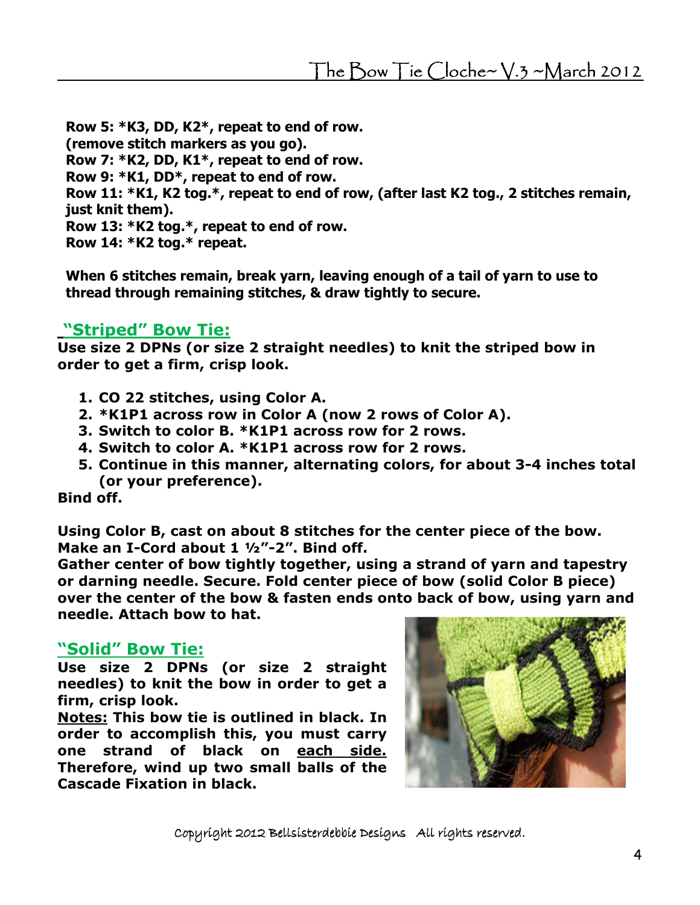**Row 5: *K3, DD, K2*, repeat to end of row.**
**(remove stitch markers as you go).**
**Row 7: *K2, DD, K1*, repeat to end of row.**
**Row 9: *K1, DD*, repeat to end of row.**
**Row 11: *K1, K2 tog.*, repeat to end of row, (after last K2 tog., 2 stitches remain, just knit them).**
**Row 13: *K2 tog.*, repeat to end of row.**
**Row 14: *K2 tog.* repeat.**

**When 6 stitches remain, break yarn, leaving enough of a tail of yarn to use to thread through remaining stitches, & draw tightly to secure.**

## "Striped" Bow Tie:

**Use size 2 DPNs (or size 2 straight needles) to knit the striped bow in order to get a firm, crisp look.**

1. **CO 22 stitches, using Color A.**
2. ***K1P1 across row in Color A (now 2 rows of Color A).**
3. **Switch to color B. *K1P1 across row for 2 rows.**
4. **Switch to color A. *K1P1 across row for 2 rows.**
5. **Continue in this manner, alternating colors, for about 3-4 inches total (or your preference).**

**Bind off.**

**Using Color B, cast on about 8 stitches for the center piece of the bow. Make an I-Cord about 1 ½"-2". Bind off.**
**Gather center of bow tightly together, using a strand of yarn and tapestry or darning needle. Secure. Fold center piece of bow (solid Color B piece) over the center of the bow & fasten ends onto back of bow, using yarn and needle. Attach bow to hat.**

## "Solid" Bow Tie:

**Use size 2 DPNs (or size 2 straight needles) to knit the bow in order to get a firm, crisp look.**
**<u>Notes:</u> This bow tie is outlined in black. In order to accomplish this, you must carry one strand of black on <u>each side.</u> Therefore, wind up two small balls of the Cascade Fixation in black.**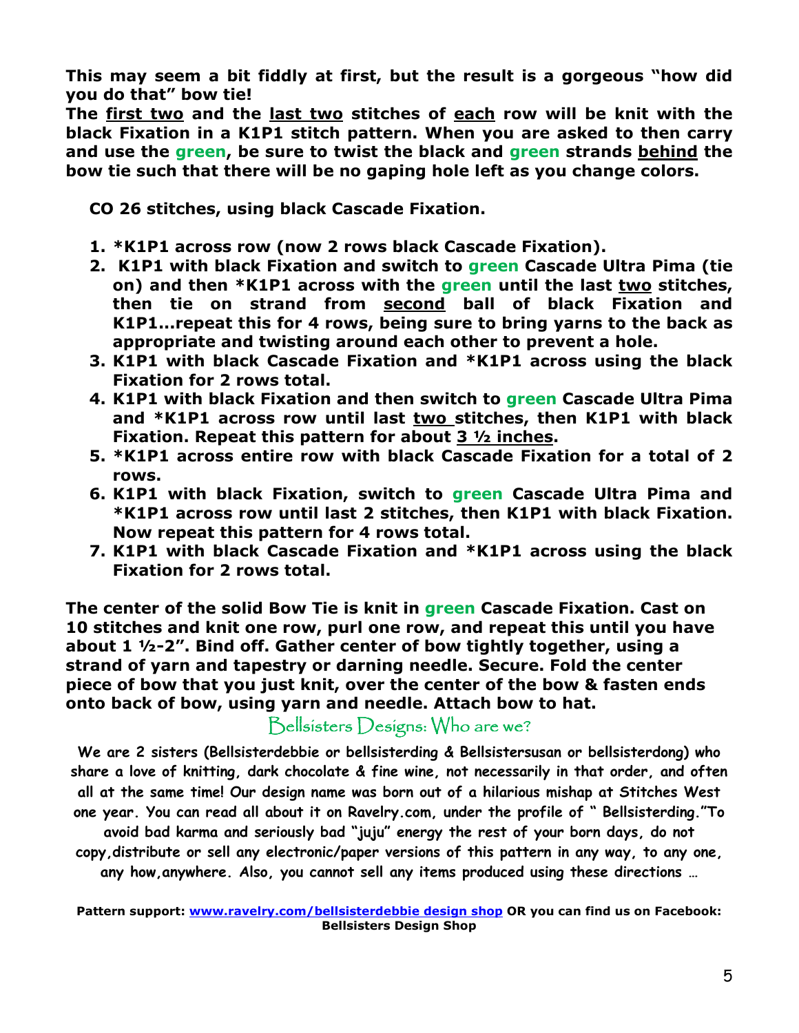**This may seem a bit fiddly at first, but the result is a gorgeous "how did you do that" bow tie!**
**The first two and the last two stitches of each row will be knit with the black Fixation in a K1P1 stitch pattern. When you are asked to then carry and use the green, be sure to twist the black and green strands behind the bow tie such that there will be no gaping hole left as you change colors.**

**CO 26 stitches, using black Cascade Fixation.**

1. **\*K1P1 across row (now 2 rows black Cascade Fixation).**
2. **K1P1 with black Fixation and switch to green Cascade Ultra Pima (tie on) and then \*K1P1 across with the green until the last two stitches, then tie on strand from second ball of black Fixation and K1P1…repeat this for 4 rows, being sure to bring yarns to the back as appropriate and twisting around each other to prevent a hole.**
3. **K1P1 with black Cascade Fixation and \*K1P1 across using the black Fixation for 2 rows total.**
4. **K1P1 with black Fixation and then switch to green Cascade Ultra Pima and \*K1P1 across row until last two stitches, then K1P1 with black Fixation. Repeat this pattern for about 3 ½ inches.**
5. **\*K1P1 across entire row with black Cascade Fixation for a total of 2 rows.**
6. **K1P1 with black Fixation, switch to green Cascade Ultra Pima and \*K1P1 across row until last 2 stitches, then K1P1 with black Fixation. Now repeat this pattern for 4 rows total.**
7. **K1P1 with black Cascade Fixation and \*K1P1 across using the black Fixation for 2 rows total.**

**The center of the solid Bow Tie is knit in green Cascade Fixation. Cast on 10 stitches and knit one row, purl one row, and repeat this until you have about 1 ½-2". Bind off. Gather center of bow tightly together, using a strand of yarn and tapestry or darning needle. Secure. Fold the center piece of bow that you just knit, over the center of the bow & fasten ends onto back of bow, using yarn and needle. Attach bow to hat.**

## Bellsisters Designs: Who are we?

We are 2 sisters (Bellsisterdebbie or bellsisterding & Bellsistersusan or bellsisterdong) who share a love of knitting, dark chocolate & fine wine, not necessarily in that order, and often all at the same time! Our design name was born out of a hilarious mishap at Stitches West one year. You can read all about it on Ravelry.com, under the profile of " Bellsisterding."To avoid bad karma and seriously bad "juju" energy the rest of your born days, do not copy,distribute or sell any electronic/paper versions of this pattern in any way, to any one, any how,anywhere. Also, you cannot sell any items produced using these directions …

**Pattern support: www.ravelry.com/bellsisterdebbie design shop OR you can find us on Facebook: Bellsisters Design Shop**